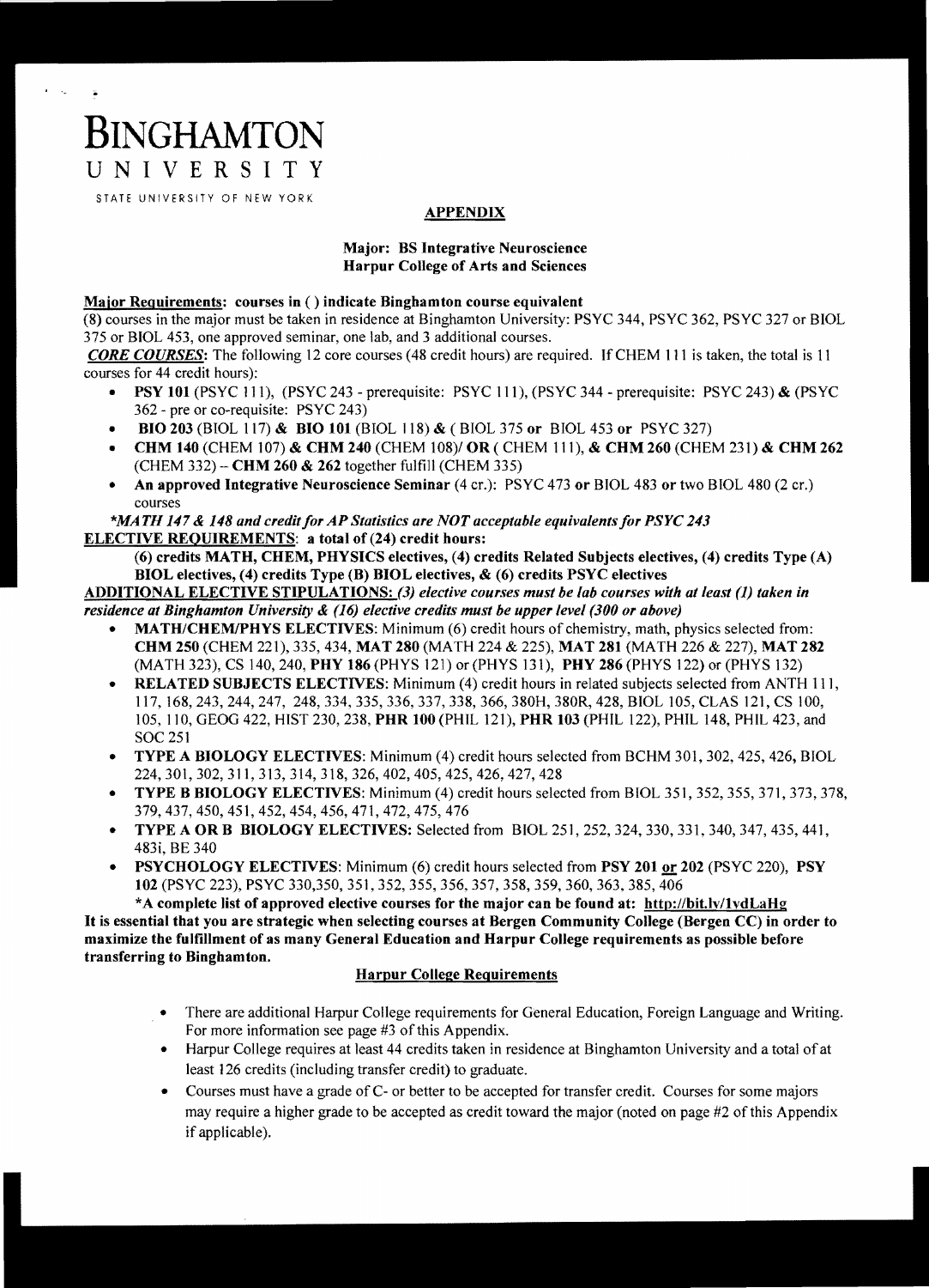# BINGHAMTON UNIVERSITY

STATE UNIVERSITY OF NEW YORK

## APPENDIX

**Major: BS Integrative Neuroscience**
**Harpur College of Arts and Sciences**

**Major Requirements: courses in ( ) indicate Binghamton course equivalent**

(8) courses in the major must be taken in residence at Binghamton University: PSYC 344, PSYC 362, PSYC 327 or BIOL 375 or BIOL 453, one approved seminar, one lab, and 3 additional courses.

***CORE COURSES*:** The following 12 core courses (48 credit hours) are required. If CHEM 111 is taken, the total is 11 courses for 44 credit hours):

- **PSY 101** (PSYC 111), (PSYC 243 - prerequisite: PSYC 111), (PSYC 344 - prerequisite: PSYC 243) **&** (PSYC 362 - pre or co-requisite: PSYC 243)
- **BIO 203** (BIOL 117) **& BIO 101** (BIOL 118) **&** ( BIOL 375 **or** BIOL 453 **or** PSYC 327)
- **CHM 140** (CHEM 107) **& CHM 240** (CHEM 108)/ **OR** ( CHEM 111), **& CHM 260** (CHEM 231) **& CHM 262** (CHEM 332) – **CHM 260 & 262** together fulfill (CHEM 335)
- **An approved Integrative Neuroscience Seminar** (4 cr.): PSYC 473 **or** BIOL 483 **or** two BIOL 480 (2 cr.) courses

***MATH 147 & 148 and credit for AP Statistics are NOT acceptable equivalents for PSYC 243***

**ELECTIVE REQUIREMENTS: a total of (24) credit hours:**

**(6) credits MATH, CHEM, PHYSICS electives, (4) credits Related Subjects electives, (4) credits Type (A) BIOL electives, (4) credits Type (B) BIOL electives, & (6) credits PSYC electives**

**ADDITIONAL ELECTIVE STIPULATIONS:** ***(3) elective courses must be lab courses with at least (1) taken in residence at Binghamton University & (16) elective credits must be upper level (300 or above)***

- **MATH/CHEM/PHYS ELECTIVES**: Minimum (6) credit hours of chemistry, math, physics selected from: **CHM 250** (CHEM 221), 335, 434, **MAT 280** (MATH 224 & 225), **MAT 281** (MATH 226 & 227), **MAT 282** (MATH 323), CS 140, 240, **PHY 186** (PHYS 121) or (PHYS 131), **PHY 286** (PHYS 122) or (PHYS 132)
- **RELATED SUBJECTS ELECTIVES**: Minimum (4) credit hours in related subjects selected from ANTH 111, 117, 168, 243, 244, 247, 248, 334, 335, 336, 337, 338, 366, 380H, 380R, 428, BIOL 105, CLAS 121, CS 100, 105, 110, GEOG 422, HIST 230, 238, **PHR 100** (PHIL 121), **PHR 103** (PHIL 122), PHIL 148, PHIL 423, and SOC 251
- **TYPE A BIOLOGY ELECTIVES**: Minimum (4) credit hours selected from BCHM 301, 302, 425, 426, BIOL 224, 301, 302, 311, 313, 314, 318, 326, 402, 405, 425, 426, 427, 428
- **TYPE B BIOLOGY ELECTIVES**: Minimum (4) credit hours selected from BIOL 351, 352, 355, 371, 373, 378, 379, 437, 450, 451, 452, 454, 456, 471, 472, 475, 476
- **TYPE A OR B BIOLOGY ELECTIVES:** Selected from BIOL 251, 252, 324, 330, 331, 340, 347, 435, 441, 483i, BE 340
- **PSYCHOLOGY ELECTIVES**: Minimum (6) credit hours selected from **PSY 201 or 202** (PSYC 220), **PSY 102** (PSYC 223), PSYC 330,350, 351, 352, 355, 356, 357, 358, 359, 360, 363, 385, 406

**\*A complete list of approved elective courses for the major can be found at: http://bit.ly/1ydLaHg**

**It is essential that you are strategic when selecting courses at Bergen Community College (Bergen CC) in order to maximize the fulfillment of as many General Education and Harpur College requirements as possible before transferring to Binghamton.**

### Harpur College Requirements

- There are additional Harpur College requirements for General Education, Foreign Language and Writing. For more information see page #3 of this Appendix.
- Harpur College requires at least 44 credits taken in residence at Binghamton University and a total of at least 126 credits (including transfer credit) to graduate.
- Courses must have a grade of C- or better to be accepted for transfer credit. Courses for some majors may require a higher grade to be accepted as credit toward the major (noted on page #2 of this Appendix if applicable).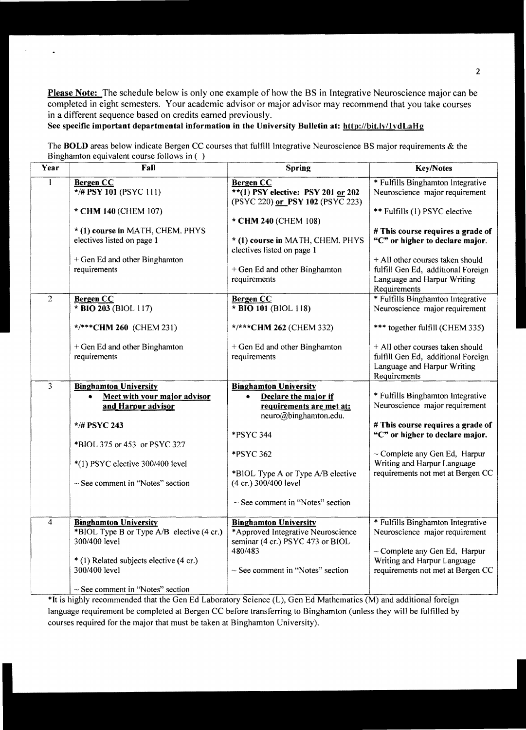**Please Note:** The schedule below is only one example of how the BS in Integrative Neuroscience major can be completed in eight semesters. Your academic advisor or major advisor may recommend that you take courses in a different sequence based on credits earned previously.

**See specific important departmental information in the University Bulletin at: http://bit.ly/1ydLaHg**

The **BOLD** areas below indicate Bergen CC courses that fulfill Integrative Neuroscience BS major requirements & the Binghamton equivalent course follows in ( )

| Year | Fall | Spring | Key/Notes |
|---|---|---|---|
| 1 | **Bergen CC**<br>*/# **PSY 101** (PSYC 111)<br><br>* **CHM 140** (CHEM 107)<br><br>* **(1) course in** MATH, CHEM. PHYS electives listed on page **1**<br><br>+ Gen Ed and other Binghamton requirements | **Bergen CC**<br>**(1) PSY elective: PSY 201 or 202** (PSYC 220) **or PSY 102** (PSYC 223)<br><br>* **CHM 240** (CHEM 108)<br><br>* **(1) course in** MATH, CHEM. PHYS electives listed on page **1**<br><br>+ Gen Ed and other Binghamton requirements | * Fulfills Binghamton Integrative Neuroscience major requirement<br><br>** Fulfills (1) PSYC elective<br><br>**# This course requires a grade of "C" or higher to declare major.**<br><br>+ All other courses taken should fulfill Gen Ed, additional Foreign Language and Harpur Writing Requirements |
| 2 | **Bergen CC**<br>* **BIO 203** (BIOL 117)<br><br>*/***CHM 260** (CHEM 231)<br><br>+ Gen Ed and other Binghamton requirements | **Bergen CC**<br>* **BIO 101** (BIOL 118)<br><br>*/***CHM 262** (CHEM 332)<br><br>+ Gen Ed and other Binghamton requirements | * Fulfills Binghamton Integrative Neuroscience major requirement<br><br>*** together fulfill (CHEM 335)<br><br>+ All other courses taken should fulfill Gen Ed, additional Foreign Language and Harpur Writing Requirements |
| 3 | **Binghamton University**<br>• **Meet with your major advisor and Harpur advisor**<br><br>*/# **PSYC 243**<br><br>*BIOL 375 or 453 or PSYC 327<br><br>*(1) PSYC elective 300/400 level<br><br>~ See comment in "Notes" section | **Binghamton University**<br>• **Declare the major if requirements are met at:** neuro@binghamton.edu.<br><br>*PSYC 344<br><br>*PSYC 362<br><br>*BIOL Type A or Type A/B elective (4 cr.) 300/400 level<br><br>~ See comment in "Notes" section | * Fulfills Binghamton Integrative Neuroscience major requirement<br><br>**# This course requires a grade of "C" or higher to declare major.**<br><br>~ Complete any Gen Ed, Harpur Writing and Harpur Language requirements not met at Bergen CC |
| 4 | **Binghamton University**<br>*BIOL Type B or Type A/B elective (4 cr.) 300/400 level<br><br>* (1) Related subjects elective (4 cr.) 300/400 level<br><br>~ See comment in "Notes" section | **Binghamton University**<br>*Approved Integrative Neuroscience seminar (4 cr.) PSYC 473 or BIOL 480/483<br><br>~ See comment in "Notes" section | * Fulfills Binghamton Integrative Neuroscience major requirement<br><br>~ Complete any Gen Ed, Harpur Writing and Harpur Language requirements not met at Bergen CC |

*It is highly recommended that the Gen Ed Laboratory Science (L), Gen Ed Mathematics (M) and additional foreign language requirement be completed at Bergen CC before transferring to Binghamton (unless they will be fulfilled by courses required for the major that must be taken at Binghamton University).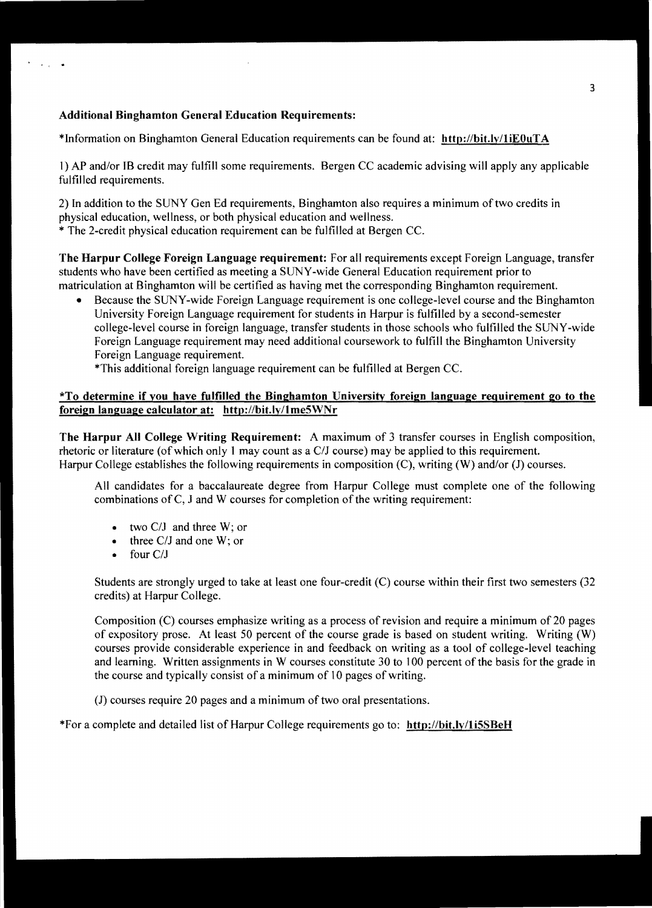**Additional Binghamton General Education Requirements:**

*Information on Binghamton General Education requirements can be found at: **http://bit.ly/1iE0uTA**

1) AP and/or IB credit may fulfill some requirements. Bergen CC academic advising will apply any applicable fulfilled requirements.

2) In addition to the SUNY Gen Ed requirements, Binghamton also requires a minimum of two credits in physical education, wellness, or both physical education and wellness.
* The 2-credit physical education requirement can be fulfilled at Bergen CC.

**The Harpur College Foreign Language requirement:** For all requirements except Foreign Language, transfer students who have been certified as meeting a SUNY-wide General Education requirement prior to matriculation at Binghamton will be certified as having met the corresponding Binghamton requirement.

- Because the SUNY-wide Foreign Language requirement is one college-level course and the Binghamton University Foreign Language requirement for students in Harpur is fulfilled by a second-semester college-level course in foreign language, transfer students in those schools who fulfilled the SUNY-wide Foreign Language requirement may need additional coursework to fulfill the Binghamton University Foreign Language requirement.
  *This additional foreign language requirement can be fulfilled at Bergen CC.

**\*To determine if you have fulfilled the Binghamton University foreign language requirement go to the foreign language calculator at: http://bit.ly/1me5WNr**

**The Harpur All College Writing Requirement:** A maximum of 3 transfer courses in English composition, rhetoric or literature (of which only 1 may count as a C/J course) may be applied to this requirement.
Harpur College establishes the following requirements in composition (C), writing (W) and/or (J) courses.

All candidates for a baccalaureate degree from Harpur College must complete one of the following combinations of C, J and W courses for completion of the writing requirement:

- two C/J and three W; or
- three C/J and one W; or
- four C/J

Students are strongly urged to take at least one four-credit (C) course within their first two semesters (32 credits) at Harpur College.

Composition (C) courses emphasize writing as a process of revision and require a minimum of 20 pages of expository prose. At least 50 percent of the course grade is based on student writing. Writing (W) courses provide considerable experience in and feedback on writing as a tool of college-level teaching and learning. Written assignments in W courses constitute 30 to 100 percent of the basis for the grade in the course and typically consist of a minimum of 10 pages of writing.

(J) courses require 20 pages and a minimum of two oral presentations.

*For a complete and detailed list of Harpur College requirements go to: **http://bit.ly/1i5SBeH**